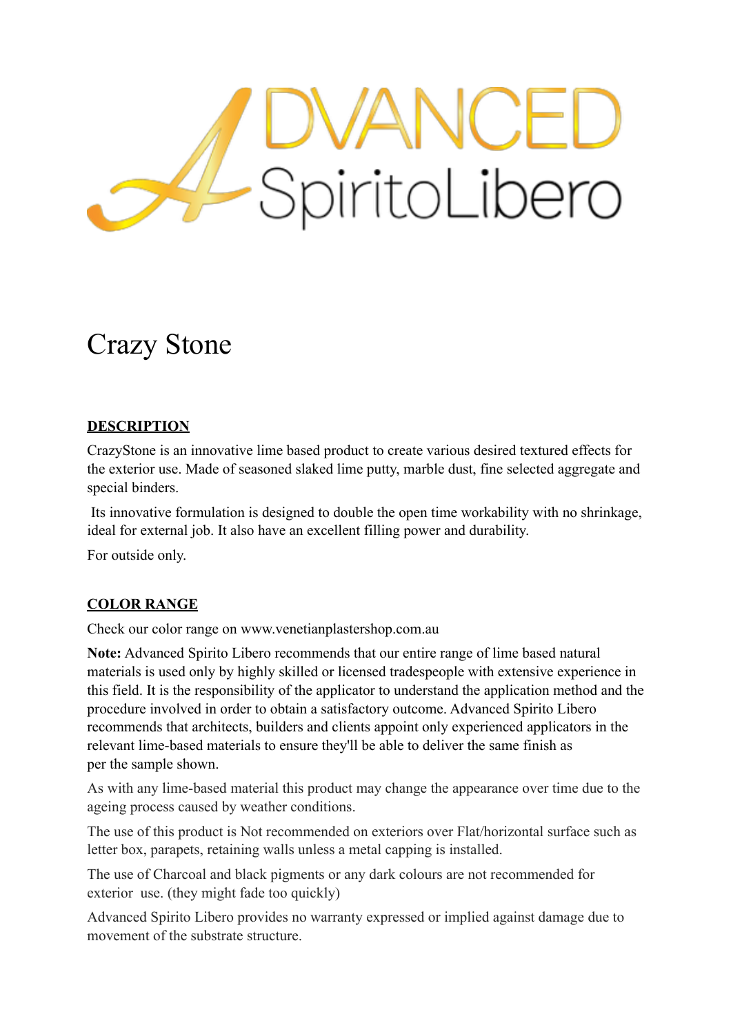# Crazy Stone

## DESCRIPTION

CrazyStone is an innovative lime based product to create various desired textured effects for the exterior use. Made of seasoned slaked lime putty, marble dust, fine selected aggregate and special binders.

Its innovative formulation is designed to double the open time workability with no shrinkage, ideal for external job. It also have an excellent filling power and durability.

For outside only.

## COLOR RANGE

Check our color range on www.venetianplastershop.com.au

**Note:** Advanced Spirito Libero recommends that our entire range of lime based natural materials is used only by highly skilled or licensed tradespeople with extensive experience in this field. It is the responsibility of the applicator to understand the application method and the procedure involved in order to obtain a satisfactory outcome. Advanced Spirito Libero recommends that architects, builders and clients appoint only experienced applicators in the relevant lime-based materials to ensure they'll be able to deliver the same finish as per the sample shown.

As with any lime-based material this product may change the appearance over time due to the ageing process caused by weather conditions.

The use of this product is Not recommended on exteriors over Flat/horizontal surface such as letter box, parapets, retaining walls unless a metal capping is installed.

The use of Charcoal and black pigments or any dark colours are not recommended for exterior use. (they might fade too quickly)

Advanced Spirito Libero provides no warranty expressed or implied against damage due to movement of the substrate structure.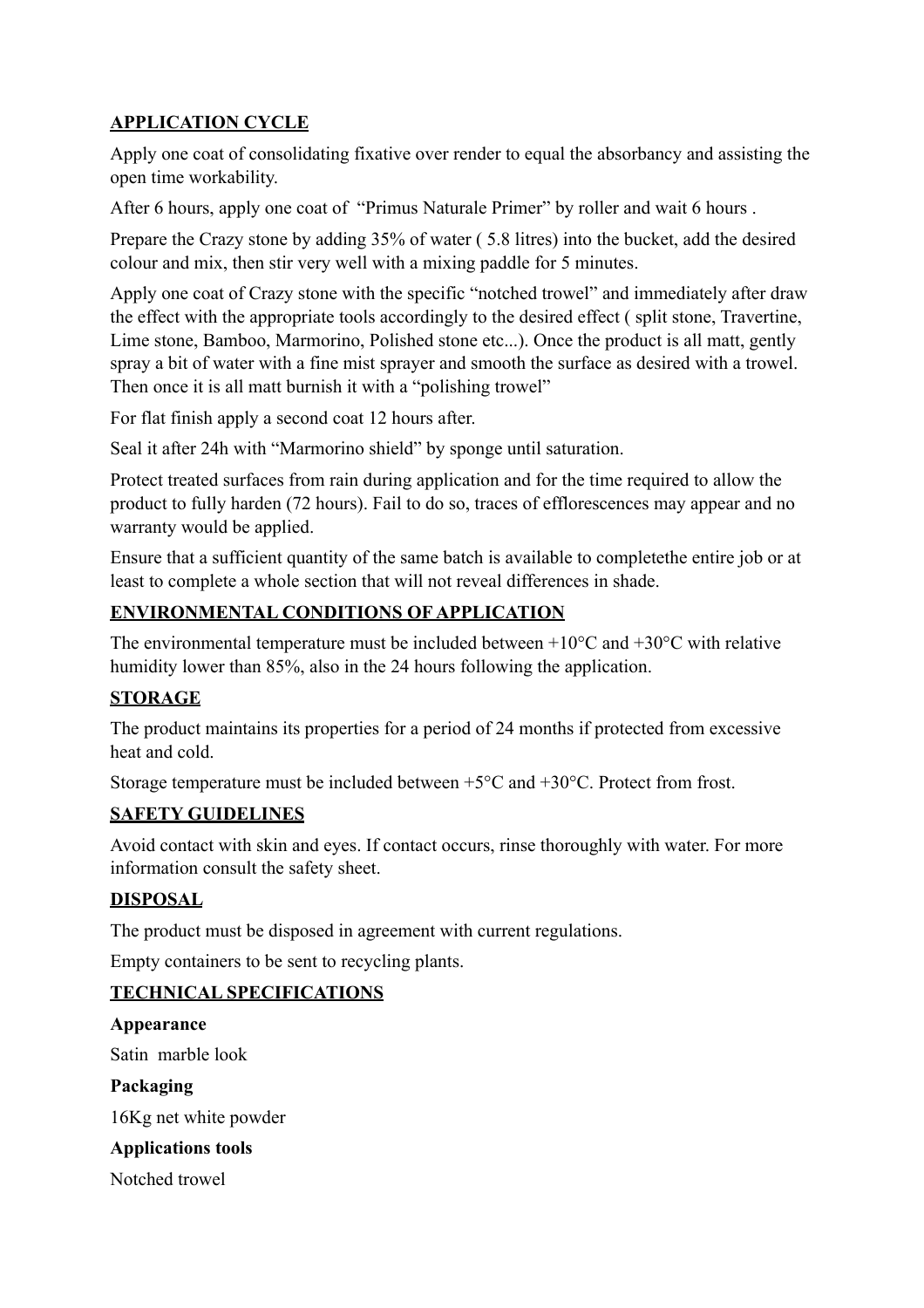## APPLICATION CYCLE

Apply one coat of consolidating fixative over render to equal the absorbancy and assisting the open time workability.

After 6 hours, apply one coat of "Primus Naturale Primer" by roller and wait 6 hours .

Prepare the Crazy stone by adding 35% of water ( 5.8 litres) into the bucket, add the desired colour and mix, then stir very well with a mixing paddle for 5 minutes.

Apply one coat of Crazy stone with the specific "notched trowel" and immediately after draw the effect with the appropriate tools accordingly to the desired effect ( split stone, Travertine, Lime stone, Bamboo, Marmorino, Polished stone etc...). Once the product is all matt, gently spray a bit of water with a fine mist sprayer and smooth the surface as desired with a trowel. Then once it is all matt burnish it with a "polishing trowel"

For flat finish apply a second coat 12 hours after.

Seal it after 24h with "Marmorino shield" by sponge until saturation.

Protect treated surfaces from rain during application and for the time required to allow the product to fully harden (72 hours). Fail to do so, traces of efflorescences may appear and no warranty would be applied.

Ensure that a sufficient quantity of the same batch is available to completethe entire job or at least to complete a whole section that will not reveal differences in shade.

## ENVIRONMENTAL CONDITIONS OF APPLICATION

The environmental temperature must be included between +10°C and +30°C with relative humidity lower than 85%, also in the 24 hours following the application.

## STORAGE

The product maintains its properties for a period of 24 months if protected from excessive heat and cold.

Storage temperature must be included between +5°C and +30°C. Protect from frost.

## SAFETY GUIDELINES

Avoid contact with skin and eyes. If contact occurs, rinse thoroughly with water. For more information consult the safety sheet.

## DISPOSAL

The product must be disposed in agreement with current regulations.

Empty containers to be sent to recycling plants.

## TECHNICAL SPECIFICATIONS

**Appearance**

Satin marble look

**Packaging**

16Kg net white powder

**Applications tools**

Notched trowel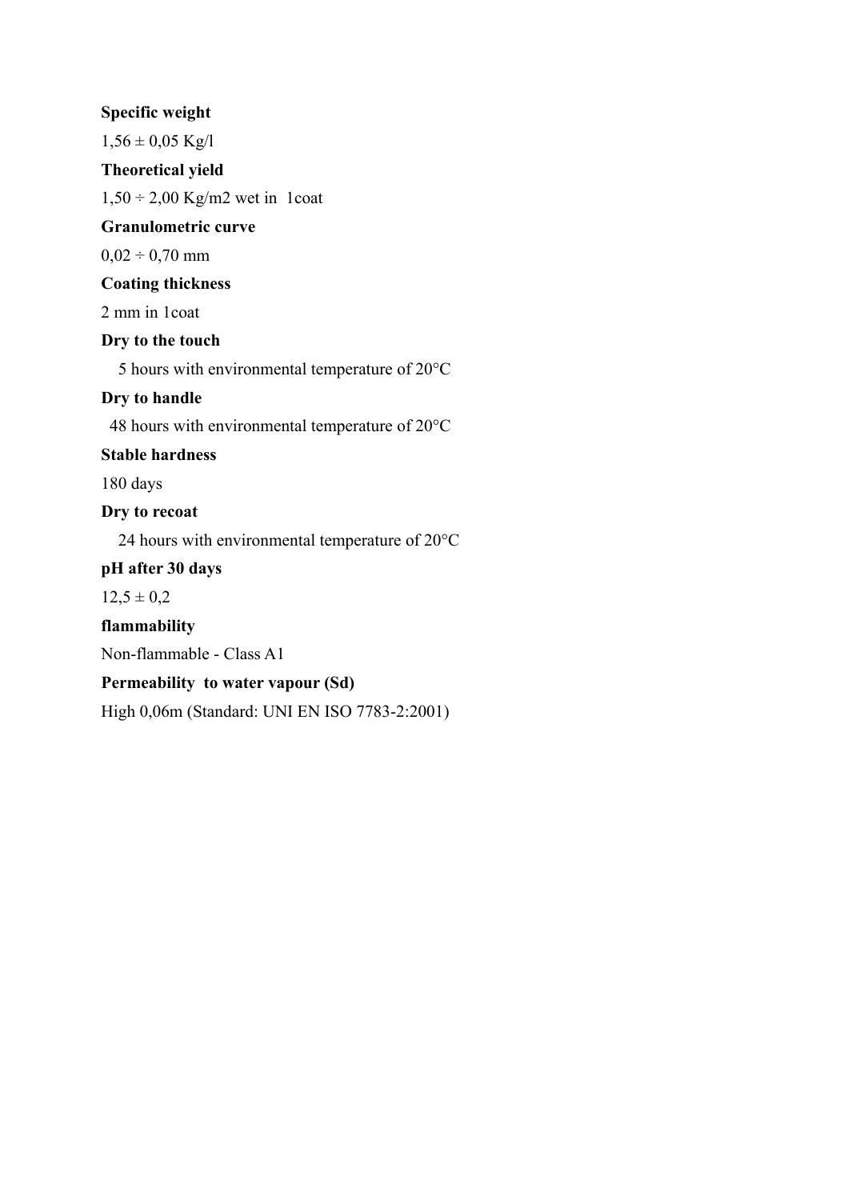**Specific weight**

1,56 ± 0,05 Kg/l

**Theoretical yield**

1,50 ÷ 2,00 Kg/m2 wet in 1coat

**Granulometric curve**

0,02 ÷ 0,70 mm

**Coating thickness**

2 mm in 1coat

**Dry to the touch**

5 hours with environmental temperature of 20°C

**Dry to handle**

48 hours with environmental temperature of 20°C

**Stable hardness**

180 days

**Dry to recoat**

24 hours with environmental temperature of 20°C

**pH after 30 days**

12,5 ± 0,2

**flammability**

Non-flammable - Class A1

**Permeability to water vapour (Sd)**

High 0,06m (Standard: UNI EN ISO 7783-2:2001)